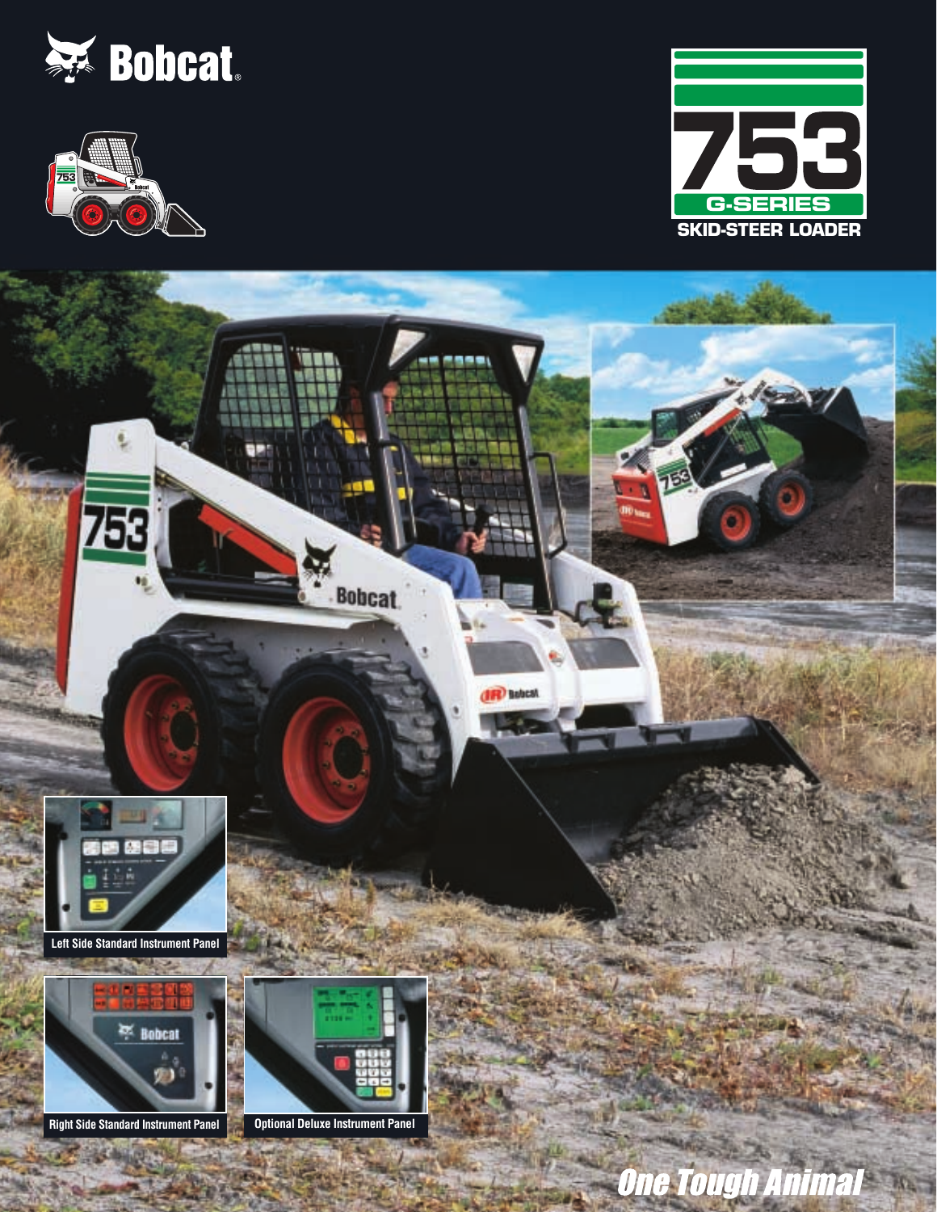# Bobcat

# 753 G-SERIES SKID-STEER LOADER

Left Side Standard Instrument Panel

Right Side Standard Instrument Panel

Optional Deluxe Instrument Panel

*One Tough Animal*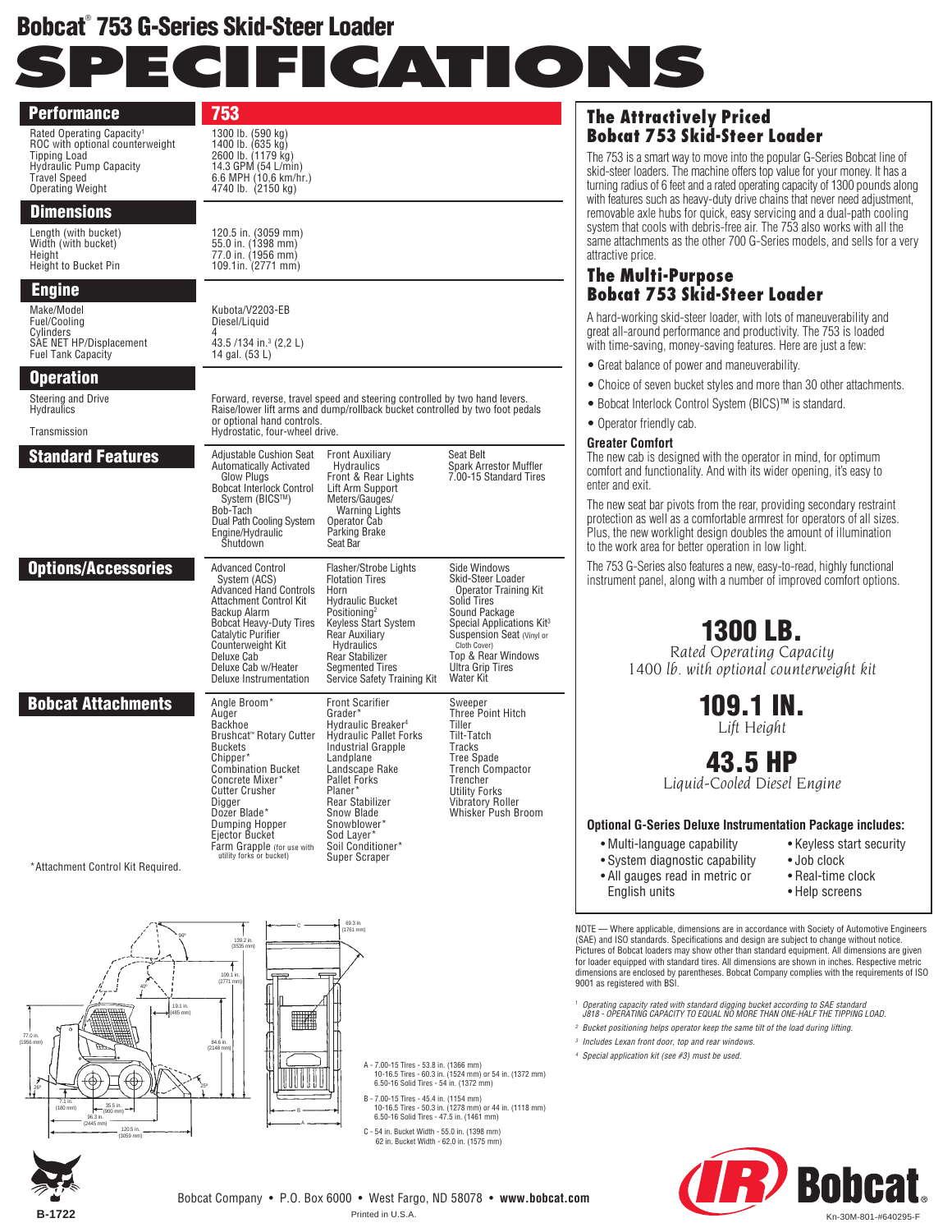# Bobcat® 753 G-Series Skid-Steer Loader

# SPECIFICATIONS

| Performance | 753 |
|---|---|
| Rated Operating Capacity[1] | 1300 lb. (590 kg) |
| ROC with optional counterweight | 1400 lb. (635 kg) |
| Tipping Load | 2600 lb. (1179 kg) |
| Hydraulic Pump Capacity | 14.3 GPM (54 L/min) |
| Travel Speed | 6.6 MPH (10,6 km/hr.) |
| Operating Weight | 4740 lb. (2150 kg) |

| Dimensions | |
|---|---|
| Length (with bucket) | 120.5 in. (3059 mm) |
| Width (with bucket) | 55.0 in. (1398 mm) |
| Height | 77.0 in. (1956 mm) |
| Height to Bucket Pin | 109.1in. (2771 mm) |

| Engine | |
|---|---|
| Make/Model | Kubota/V2203-EB |
| Fuel/Cooling | Diesel/Liquid |
| Cylinders | 4 |
| SAE NET HP/Displacement | 43.5 /134 in.³ (2,2 L) |
| Fuel Tank Capacity | 14 gal. (53 L) |

| Operation | |
|---|---|
| Steering and Drive | Forward, reverse, travel speed and steering controlled by two hand levers. |
| Hydraulics | Raise/lower lift arms and dump/rollback bucket controlled by two foot pedals or optional hand controls. |
| Transmission | Hydrostatic, four-wheel drive. |

## Standard Features

Adjustable Cushion Seat, Automatically Activated Glow Plugs, Bobcat Interlock Control System (BICS™), Bob-Tach, Dual Path Cooling System, Engine/Hydraulic Shutdown, Front Auxiliary Hydraulics, Front & Rear Lights, Lift Arm Support, Meters/Gauges/Warning Lights, Operator Cab, Parking Brake, Seat Bar, Seat Belt, Spark Arrestor Muffler, 7.00-15 Standard Tires

## Options/Accessories

Advanced Control System (ACS), Advanced Hand Controls, Attachment Control Kit, Backup Alarm, Bobcat Heavy-Duty Tires, Catalytic Purifier, Counterweight Kit, Deluxe Cab, Deluxe Cab w/Heater, Deluxe Instrumentation, Flasher/Strobe Lights, Flotation Tires, Horn, Hydraulic Bucket Positioning[2], Keyless Start System, Rear Auxiliary Hydraulics, Rear Stabilizer, Segmented Tires, Service Safety Training Kit, Side Windows, Skid-Steer Loader Operator Training Kit, Solid Tires, Sound Package, Special Applications Kit[3], Suspension Seat (Vinyl or Cloth Cover), Top & Rear Windows, Ultra Grip Tires, Water Kit

## Bobcat Attachments

Angle Broom*, Auger, Backhoe, Brushcat™ Rotary Cutter, Buckets, Chipper*, Combination Bucket, Concrete Mixer*, Cutter Crusher, Digger, Dozer Blade*, Dumping Hopper, Ejector Bucket, Farm Grapple (for use with utility forks or bucket), Front Scarifier, Grader*, Hydraulic Breaker[4], Hydraulic Pallet Forks, Industrial Grapple, Landplane, Landscape Rake, Pallet Forks, Planer*, Rear Stabilizer, Snow Blade, Snowblower*, Sod Layer*, Soil Conditioner*, Super Scraper, Sweeper, Three Point Hitch, Tiller, Tilt-Tatch, Tracks, Tree Spade, Trench Compactor, Trencher, Utility Forks, Vibratory Roller, Whisker Push Broom

*Attachment Control Kit Required.

96°
139.2 in. (3535 mm)
109.1 in. (2771 mm)
40°
19.1 in. (485 mm)
77.0 in. (1956 mm)
84.6 in. (2148 mm)
25°
25°
7.1 in. (180 mm)
35.5 in. (900 mm)
96.3 in. (2445 mm)
120.5 in. (3059 mm)
C
69.3 in. (1761 mm)
B
A

A - 7.00-15 Tires - 53.8 in. (1366 mm)
10-16.5 Tires - 60.3 in. (1524 mm) or 54 in. (1372 mm)
6.50-16 Solid Tires - 54 in. (1372 mm)

B - 7.00-15 Tires - 45.4 in. (1154 mm)
10-16.5 Tires - 50.3 in. (1278 mm) or 44 in. (1118 mm)
6.50-16 Solid Tires - 47.5 in. (1461 mm)

C - 54 in. Bucket Width - 55.0 in. (1398 mm)
62 in. Bucket Width - 62.0 in. (1575 mm)

## The Attractively Priced Bobcat 753 Skid-Steer Loader

The 753 is a smart way to move into the popular G-Series Bobcat line of skid-steer loaders. The machine offers top value for your money. It has a turning radius of 6 feet and a rated operating capacity of 1300 pounds along with features such as heavy-duty drive chains that never need adjustment, removable axle hubs for quick, easy servicing and a dual-path cooling system that cools with debris-free air. The 753 also works with all the same attachments as the other 700 G-Series models, and sells for a very attractive price.

## The Multi-Purpose Bobcat 753 Skid-Steer Loader

A hard-working skid-steer loader, with lots of maneuverability and great all-around performance and productivity. The 753 is loaded with time-saving, money-saving features. Here are just a few:

- Great balance of power and maneuverability.
- Choice of seven bucket styles and more than 30 other attachments.
- Bobcat Interlock Control System (BICS)™ is standard.
- Operator friendly cab.

### Greater Comfort

The new cab is designed with the operator in mind, for optimum comfort and functionality. And with its wider opening, it's easy to enter and exit.

The new seat bar pivots from the rear, providing secondary restraint protection as well as a comfortable armrest for operators of all sizes. Plus, the new worklight design doubles the amount of illumination to the work area for better operation in low light.

The 753 G-Series also features a new, easy-to-read, highly functional instrument panel, along with a number of improved comfort options.

**1300 LB.**
*Rated Operating Capacity*
*1400 lb. with optional counterweight kit*

**109.1 IN.**
*Lift Height*

**43.5 HP**
*Liquid-Cooled Diesel Engine*

### Optional G-Series Deluxe Instrumentation Package includes:

- Multi-language capability
- System diagnostic capability
- All gauges read in metric or English units
- Keyless start security
- Job clock
- Real-time clock
- Help screens

NOTE — Where applicable, dimensions are in accordance with Society of Automotive Engineers (SAE) and ISO standards. Specifications and design are subject to change without notice. Pictures of Bobcat loaders may show other than standard equipment. All dimensions are given for loader equipped with standard tires. All dimensions are shown in inches. Respective metric dimensions are enclosed by parentheses. Bobcat Company complies with the requirements of ISO 9001 as registered with BSI.

[1] *Operating capacity rated with standard digging bucket according to SAE standard J818 - OPERATING CAPACITY TO EQUAL NO MORE THAN ONE-HALF THE TIPPING LOAD.*

[2] *Bucket positioning helps operator keep the same tilt of the load during lifting.*

[3] *Includes Lexan front door, top and rear windows.*

[4] *Special application kit (see #3) must be used.*

B-1722

Bobcat Company • P.O. Box 6000 • West Fargo, ND 58078 • **www.bobcat.com**

Printed in U.S.A.

Bobcat.

Kn-30M-801-#640295-F